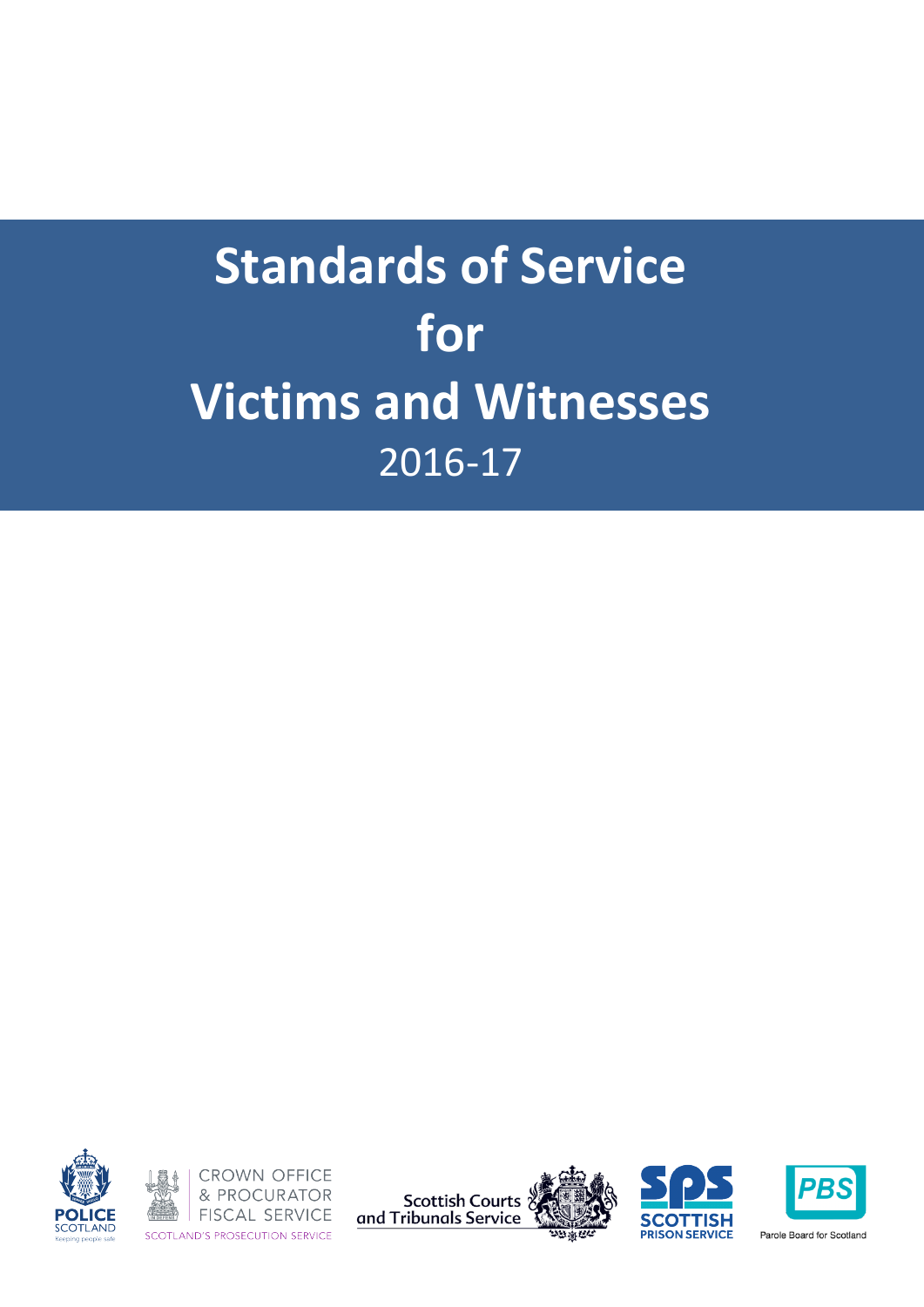# Standards of Service for Victims and Witnesses

2016-17

POLICE SCOTLAND

CROWN OFFICE & PROCURATOR FISCAL SERVICE

SCOTLAND'S PROSECUTION SERVICE

Scottish Courts and Tribunals Service

SCOTTISH PRISON SERVICE

Parole Board for Scotland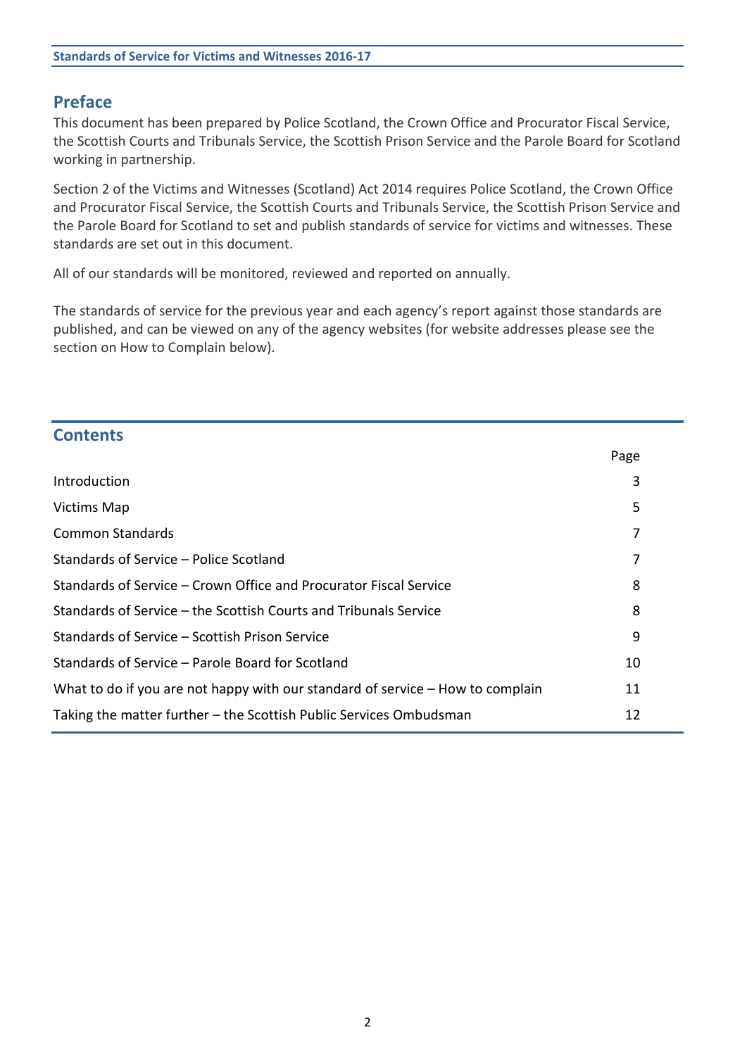## Preface

This document has been prepared by Police Scotland, the Crown Office and Procurator Fiscal Service, the Scottish Courts and Tribunals Service, the Scottish Prison Service and the Parole Board for Scotland working in partnership.

Section 2 of the Victims and Witnesses (Scotland) Act 2014 requires Police Scotland, the Crown Office and Procurator Fiscal Service, the Scottish Courts and Tribunals Service, the Scottish Prison Service and the Parole Board for Scotland to set and publish standards of service for victims and witnesses. These standards are set out in this document.

All of our standards will be monitored, reviewed and reported on annually.

The standards of service for the previous year and each agency's report against those standards are published, and can be viewed on any of the agency websites (for website addresses please see the section on How to Complain below).

## Contents

| | Page |
|---|---|
| Introduction | 3 |
| Victims Map | 5 |
| Common Standards | 7 |
| Standards of Service – Police Scotland | 7 |
| Standards of Service – Crown Office and Procurator Fiscal Service | 8 |
| Standards of Service – the Scottish Courts and Tribunals Service | 8 |
| Standards of Service – Scottish Prison Service | 9 |
| Standards of Service – Parole Board for Scotland | 10 |
| What to do if you are not happy with our standard of service – How to complain | 11 |
| Taking the matter further – the Scottish Public Services Ombudsman | 12 |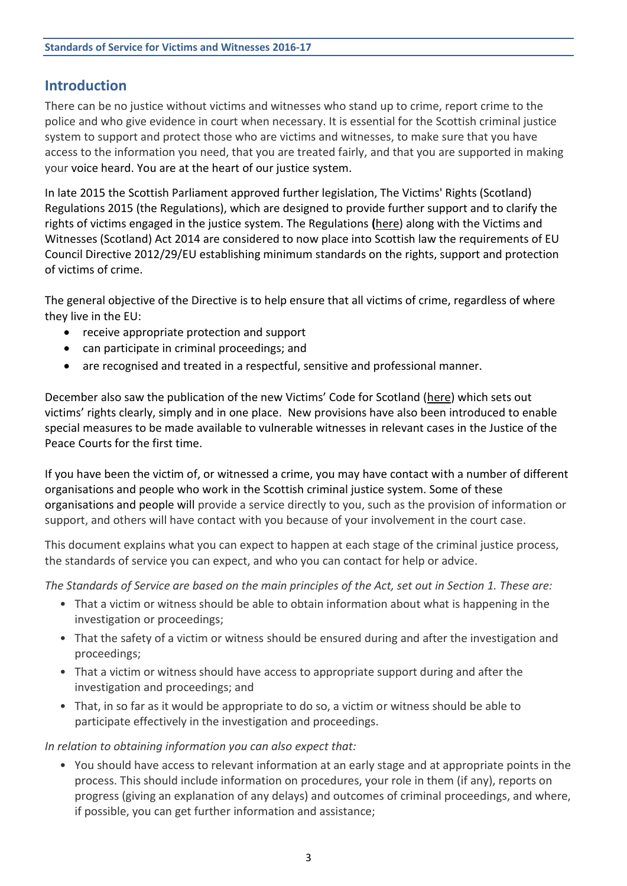## Introduction

There can be no justice without victims and witnesses who stand up to crime, report crime to the police and who give evidence in court when necessary. It is essential for the Scottish criminal justice system to support and protect those who are victims and witnesses, to make sure that you have access to the information you need, that you are treated fairly, and that you are supported in making your voice heard. You are at the heart of our justice system.

In late 2015 the Scottish Parliament approved further legislation, The Victims' Rights (Scotland) Regulations 2015 (the Regulations), which are designed to provide further support and to clarify the rights of victims engaged in the justice system. The Regulations (here) along with the Victims and Witnesses (Scotland) Act 2014 are considered to now place into Scottish law the requirements of EU Council Directive 2012/29/EU establishing minimum standards on the rights, support and protection of victims of crime.

The general objective of the Directive is to help ensure that all victims of crime, regardless of where they live in the EU:

- receive appropriate protection and support
- can participate in criminal proceedings; and
- are recognised and treated in a respectful, sensitive and professional manner.

December also saw the publication of the new Victims' Code for Scotland (here) which sets out victims' rights clearly, simply and in one place. New provisions have also been introduced to enable special measures to be made available to vulnerable witnesses in relevant cases in the Justice of the Peace Courts for the first time.

If you have been the victim of, or witnessed a crime, you may have contact with a number of different organisations and people who work in the Scottish criminal justice system. Some of these organisations and people will provide a service directly to you, such as the provision of information or support, and others will have contact with you because of your involvement in the court case.

This document explains what you can expect to happen at each stage of the criminal justice process, the standards of service you can expect, and who you can contact for help or advice.

*The Standards of Service are based on the main principles of the Act, set out in Section 1. These are:*

- That a victim or witness should be able to obtain information about what is happening in the investigation or proceedings;
- That the safety of a victim or witness should be ensured during and after the investigation and proceedings;
- That a victim or witness should have access to appropriate support during and after the investigation and proceedings; and
- That, in so far as it would be appropriate to do so, a victim or witness should be able to participate effectively in the investigation and proceedings.

*In relation to obtaining information you can also expect that:*

- You should have access to relevant information at an early stage and at appropriate points in the process. This should include information on procedures, your role in them (if any), reports on progress (giving an explanation of any delays) and outcomes of criminal proceedings, and where, if possible, you can get further information and assistance;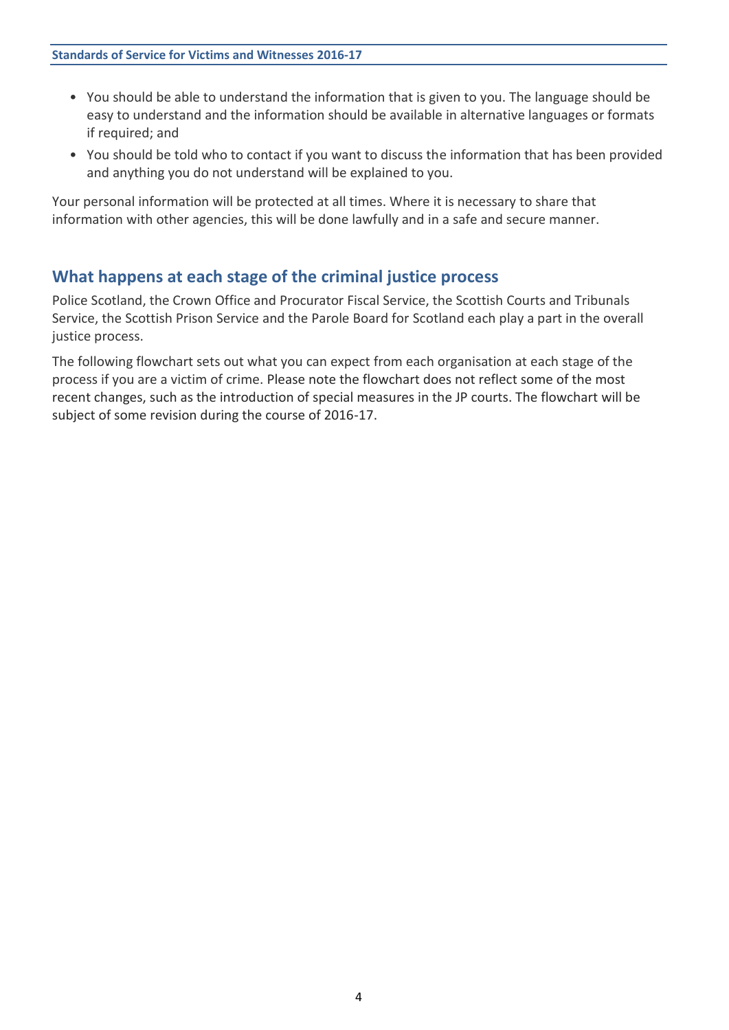- You should be able to understand the information that is given to you. The language should be easy to understand and the information should be available in alternative languages or formats if required; and
- You should be told who to contact if you want to discuss the information that has been provided and anything you do not understand will be explained to you.

Your personal information will be protected at all times. Where it is necessary to share that information with other agencies, this will be done lawfully and in a safe and secure manner.

## What happens at each stage of the criminal justice process

Police Scotland, the Crown Office and Procurator Fiscal Service, the Scottish Courts and Tribunals Service, the Scottish Prison Service and the Parole Board for Scotland each play a part in the overall justice process.

The following flowchart sets out what you can expect from each organisation at each stage of the process if you are a victim of crime. Please note the flowchart does not reflect some of the most recent changes, such as the introduction of special measures in the JP courts. The flowchart will be subject of some revision during the course of 2016-17.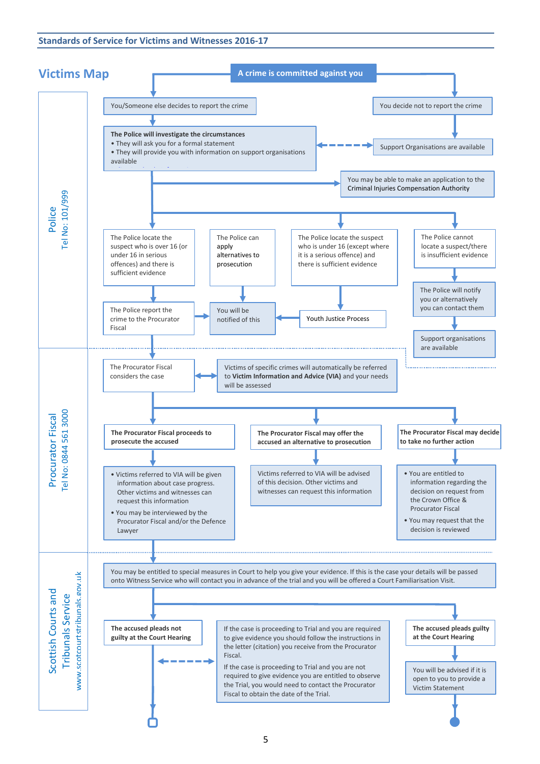## Victims Map

**A crime is committed against you**

### Police
Tel No: 101/999

- You/Someone else decides to report the crime
- You decide not to report the crime
- **The Police will investigate the circumstances**
  - They will ask you for a formal statement
  - They will provide you with information on support organisations available
- Support Organisations are available
- You may be able to make an application to the Criminal Injuries Compensation Authority
- The Police locate the suspect who is over 16 (or under 16 in serious offences) and there is sufficient evidence
- The Police can apply alternatives to prosecution
- The Police locate the suspect who is under 16 (except where it is a serious offence) and there is sufficient evidence
- The Police cannot locate a suspect/there is insufficient evidence
- The Police report the crime to the Procurator Fiscal
- You will be notified of this
- Youth Justice Process
- The Police will notify you or alternatively you can contact them
- Support organisations are available

### Procurator Fiscal
Tel No: 0844 561 3000

- The Procurator Fiscal considers the case
- Victims of specific crimes will automatically be referred to **Victim Information and Advice (VIA)** and your needs will be assessed
- **The Procurator Fiscal proceeds to prosecute the accused**
  - Victims referred to VIA will be given information about case progress. Other victims and witnesses can request this information
  - You may be interviewed by the Procurator Fiscal and/or the Defence Lawyer
- **The Procurator Fiscal may offer the accused an alternative to prosecution**
  - Victims referred to VIA will be advised of this decision. Other victims and witnesses can request this information
- **The Procurator Fiscal may decide to take no further action**
  - You are entitled to information regarding the decision on request from the Crown Office & Procurator Fiscal
  - You may request that the decision is reviewed

### Scottish Courts and Tribunals Service
www.scotcourtstribunals.gov.uk

- You may be entitled to special measures in Court to help you give your evidence. If this is the case your details will be passed onto Witness Service who will contact you in advance of the trial and you will be offered a Court Familiarisation Visit.
- **The accused pleads not guilty at the Court Hearing**
  - If the case is proceeding to Trial and you are required to give evidence you should follow the instructions in the letter (citation) you receive from the Procurator Fiscal.
  - If the case is proceeding to Trial and you are not required to give evidence you are entitled to observe the Trial, you would need to contact the Procurator Fiscal to obtain the date of the Trial.
- **The accused pleads guilty at the Court Hearing**
  - You will be advised if it is open to you to provide a Victim Statement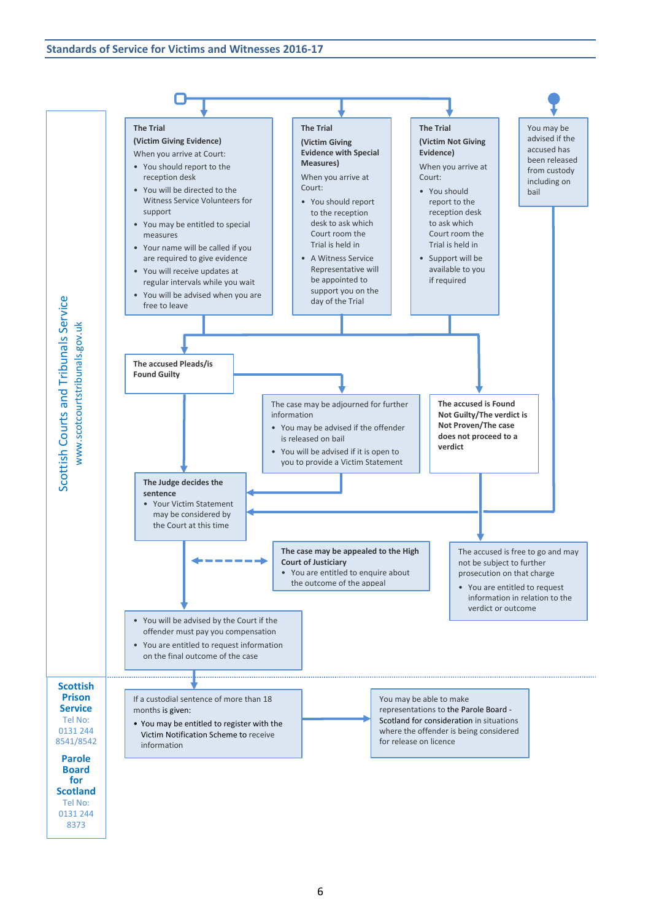Scottish Courts and Tribunals Service

www.scotcourtstribunals.gov.uk

**The Trial**
**(Victim Giving Evidence)**
When you arrive at Court:

- You should report to the reception desk
- You will be directed to the Witness Service Volunteers for support
- You may be entitled to special measures
- Your name will be called if you are required to give evidence
- You will receive updates at regular intervals while you wait
- You will be advised when you are free to leave

**The Trial**
**(Victim Giving Evidence with Special Measures)**
When you arrive at Court:

- You should report to the reception desk to ask which Court room the Trial is held in
- A Witness Service Representative will be appointed to support you on the day of the Trial

**The Trial**
**(Victim Not Giving Evidence)**
When you arrive at Court:

- You should report to the reception desk to ask which Court room the Trial is held in
- Support will be available to you if required

You may be advised if the accused has been released from custody including on bail

**The accused Pleads/is Found Guilty**

The case may be adjourned for further information

- You may be advised if the offender is released on bail
- You will be advised if it is open to you to provide a Victim Statement

**The accused is Found Not Guilty/The verdict is Not Proven/The case does not proceed to a verdict**

**The Judge decides the sentence**

- Your Victim Statement may be considered by the Court at this time

**The case may be appealed to the High Court of Justiciary**

- You are entitled to enquire about the outcome of the appeal

The accused is free to go and may not be subject to further prosecution on that charge

- You are entitled to request information in relation to the verdict or outcome

- You will be advised by the Court if the offender must pay you compensation
- You are entitled to request information on the final outcome of the case

**Scottish Prison Service**
Tel No: 0131 244 8541/8542

**Parole Board for Scotland**
Tel No: 0131 244 8373

If a custodial sentence of more than 18 months is given:

- You may be entitled to register with the Victim Notification Scheme to receive information

You may be able to make representations to the Parole Board - Scotland for consideration in situations where the offender is being considered for release on licence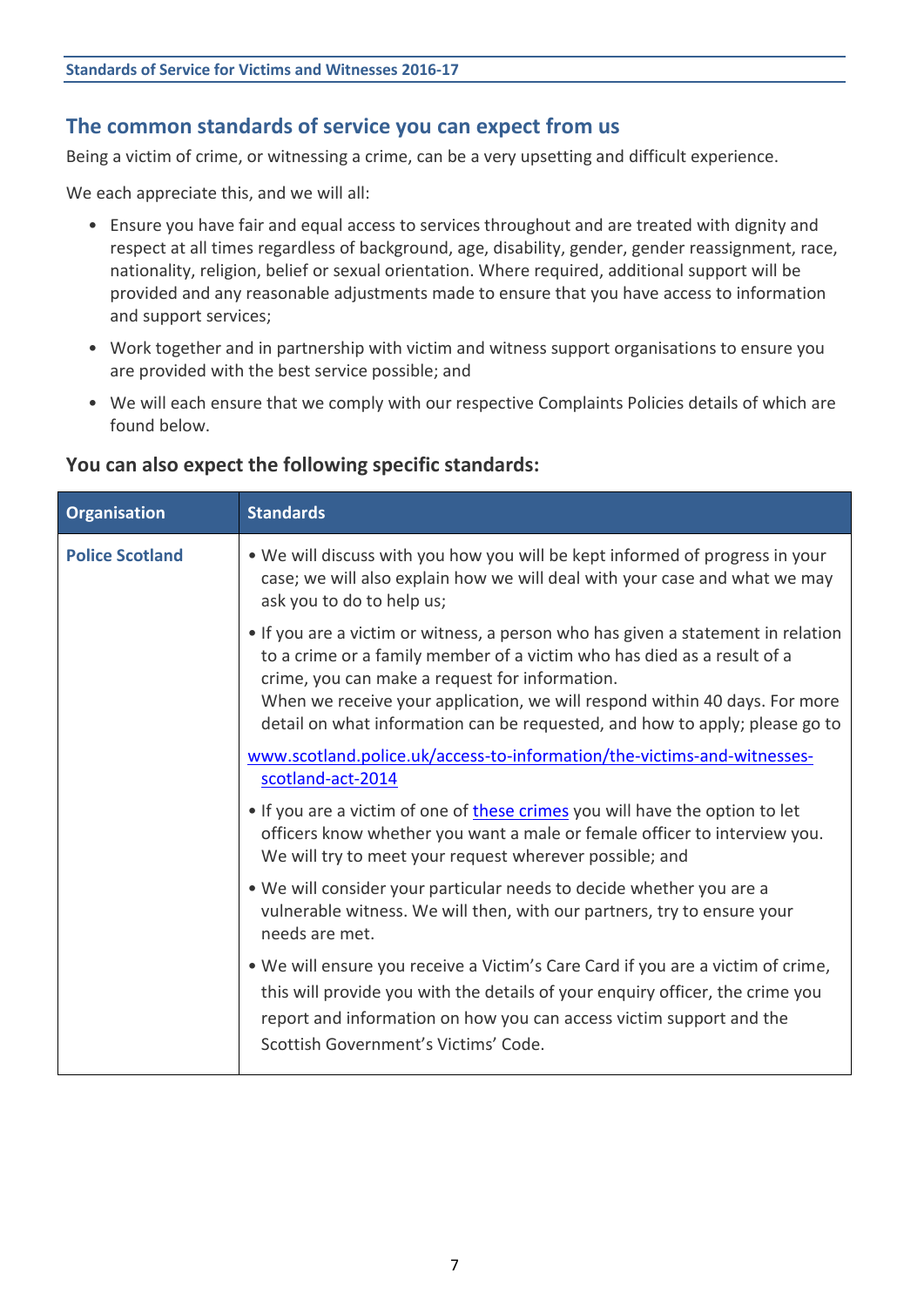## The common standards of service you can expect from us

Being a victim of crime, or witnessing a crime, can be a very upsetting and difficult experience.

We each appreciate this, and we will all:

- Ensure you have fair and equal access to services throughout and are treated with dignity and respect at all times regardless of background, age, disability, gender, gender reassignment, race, nationality, religion, belief or sexual orientation. Where required, additional support will be provided and any reasonable adjustments made to ensure that you have access to information and support services;
- Work together and in partnership with victim and witness support organisations to ensure you are provided with the best service possible; and
- We will each ensure that we comply with our respective Complaints Policies details of which are found below.

### You can also expect the following specific standards:

| Organisation | Standards |
| --- | --- |
| **Police Scotland** | • We will discuss with you how you will be kept informed of progress in your case; we will also explain how we will deal with your case and what we may ask you to do to help us;<br><br>• If you are a victim or witness, a person who has given a statement in relation to a crime or a family member of a victim who has died as a result of a crime, you can make a request for information. When we receive your application, we will respond within 40 days. For more detail on what information can be requested, and how to apply; please go to<br><br>www.scotland.police.uk/access-to-information/the-victims-and-witnesses-scotland-act-2014<br><br>• If you are a victim of one of these crimes you will have the option to let officers know whether you want a male or female officer to interview you. We will try to meet your request wherever possible; and<br><br>• We will consider your particular needs to decide whether you are a vulnerable witness. We will then, with our partners, try to ensure your needs are met.<br><br>• We will ensure you receive a Victim's Care Card if you are a victim of crime, this will provide you with the details of your enquiry officer, the crime you report and information on how you can access victim support and the Scottish Government's Victims' Code. |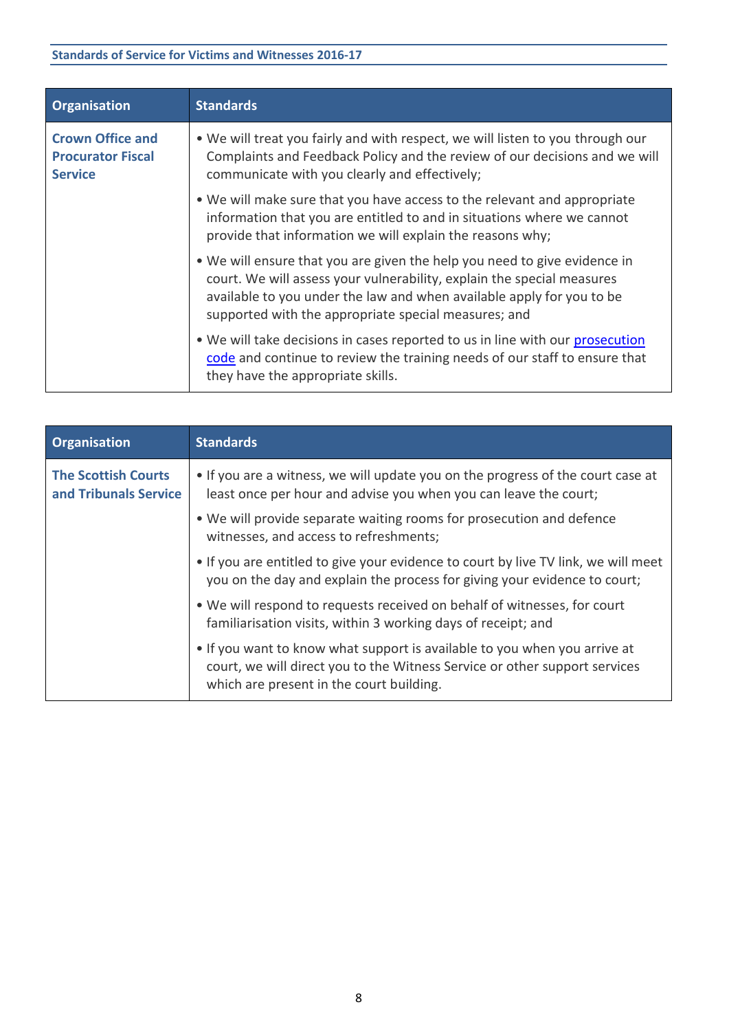| Organisation | Standards |
| --- | --- |
| **Crown Office and Procurator Fiscal Service** | • We will treat you fairly and with respect, we will listen to you through our Complaints and Feedback Policy and the review of our decisions and we will communicate with you clearly and effectively;<br>• We will make sure that you have access to the relevant and appropriate information that you are entitled to and in situations where we cannot provide that information we will explain the reasons why;<br>• We will ensure that you are given the help you need to give evidence in court. We will assess your vulnerability, explain the special measures available to you under the law and when available apply for you to be supported with the appropriate special measures; and<br>• We will take decisions in cases reported to us in line with our prosecution code and continue to review the training needs of our staff to ensure that they have the appropriate skills. |

| Organisation | Standards |
| --- | --- |
| **The Scottish Courts and Tribunals Service** | • If you are a witness, we will update you on the progress of the court case at least once per hour and advise you when you can leave the court;<br>• We will provide separate waiting rooms for prosecution and defence witnesses, and access to refreshments;<br>• If you are entitled to give your evidence to court by live TV link, we will meet you on the day and explain the process for giving your evidence to court;<br>• We will respond to requests received on behalf of witnesses, for court familiarisation visits, within 3 working days of receipt; and<br>• If you want to know what support is available to you when you arrive at court, we will direct you to the Witness Service or other support services which are present in the court building. |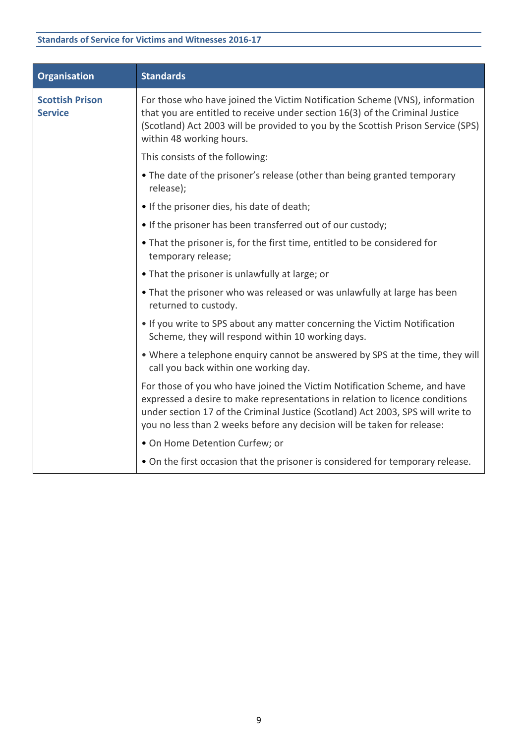| Organisation | Standards |
|---|---|
| **Scottish Prison Service** | For those who have joined the Victim Notification Scheme (VNS), information that you are entitled to receive under section 16(3) of the Criminal Justice (Scotland) Act 2003 will be provided to you by the Scottish Prison Service (SPS) within 48 working hours.<br><br>This consists of the following:<br><br>• The date of the prisoner's release (other than being granted temporary release);<br><br>• If the prisoner dies, his date of death;<br><br>• If the prisoner has been transferred out of our custody;<br><br>• That the prisoner is, for the first time, entitled to be considered for temporary release;<br><br>• That the prisoner is unlawfully at large; or<br><br>• That the prisoner who was released or was unlawfully at large has been returned to custody.<br><br>• If you write to SPS about any matter concerning the Victim Notification Scheme, they will respond within 10 working days.<br><br>• Where a telephone enquiry cannot be answered by SPS at the time, they will call you back within one working day.<br><br>For those of you who have joined the Victim Notification Scheme, and have expressed a desire to make representations in relation to licence conditions under section 17 of the Criminal Justice (Scotland) Act 2003, SPS will write to you no less than 2 weeks before any decision will be taken for release:<br><br>• On Home Detention Curfew; or<br><br>• On the first occasion that the prisoner is considered for temporary release. |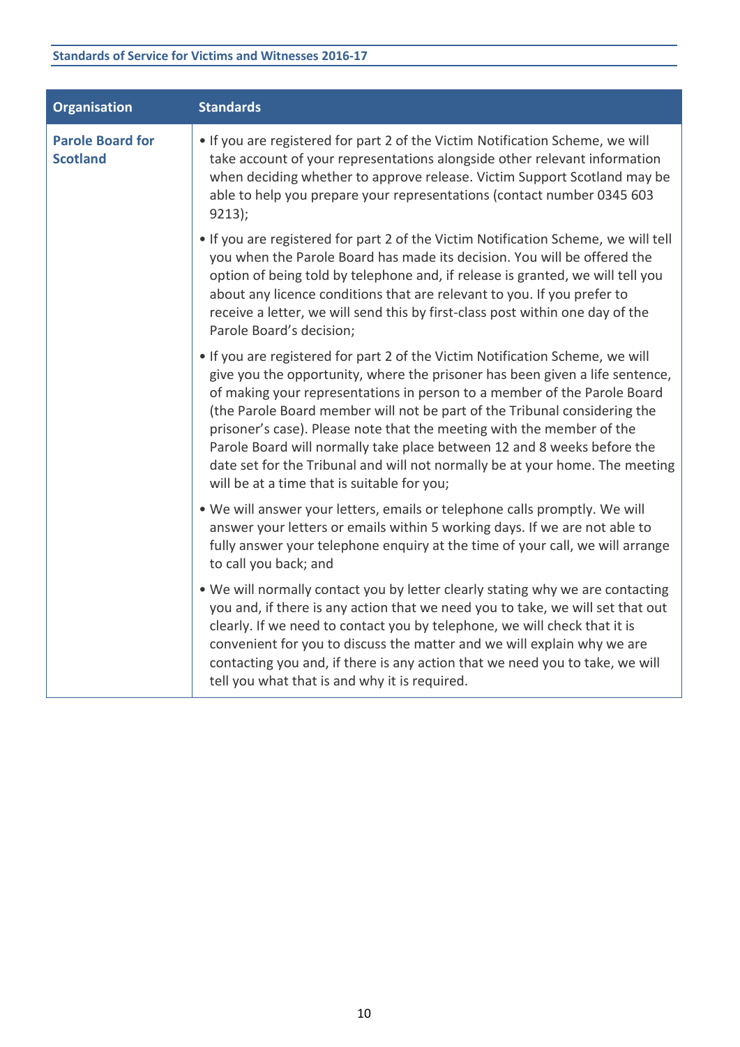| Organisation | Standards |
|---|---|
| **Parole Board for Scotland** | • If you are registered for part 2 of the Victim Notification Scheme, we will take account of your representations alongside other relevant information when deciding whether to approve release. Victim Support Scotland may be able to help you prepare your representations (contact number 0345 603 9213);<br><br>• If you are registered for part 2 of the Victim Notification Scheme, we will tell you when the Parole Board has made its decision. You will be offered the option of being told by telephone and, if release is granted, we will tell you about any licence conditions that are relevant to you. If you prefer to receive a letter, we will send this by first-class post within one day of the Parole Board's decision;<br><br>• If you are registered for part 2 of the Victim Notification Scheme, we will give you the opportunity, where the prisoner has been given a life sentence, of making your representations in person to a member of the Parole Board (the Parole Board member will not be part of the Tribunal considering the prisoner's case). Please note that the meeting with the member of the Parole Board will normally take place between 12 and 8 weeks before the date set for the Tribunal and will not normally be at your home. The meeting will be at a time that is suitable for you;<br><br>• We will answer your letters, emails or telephone calls promptly. We will answer your letters or emails within 5 working days. If we are not able to fully answer your telephone enquiry at the time of your call, we will arrange to call you back; and<br><br>• We will normally contact you by letter clearly stating why we are contacting you and, if there is any action that we need you to take, we will set that out clearly. If we need to contact you by telephone, we will check that it is convenient for you to discuss the matter and we will explain why we are contacting you and, if there is any action that we need you to take, we will tell you what that is and why it is required. |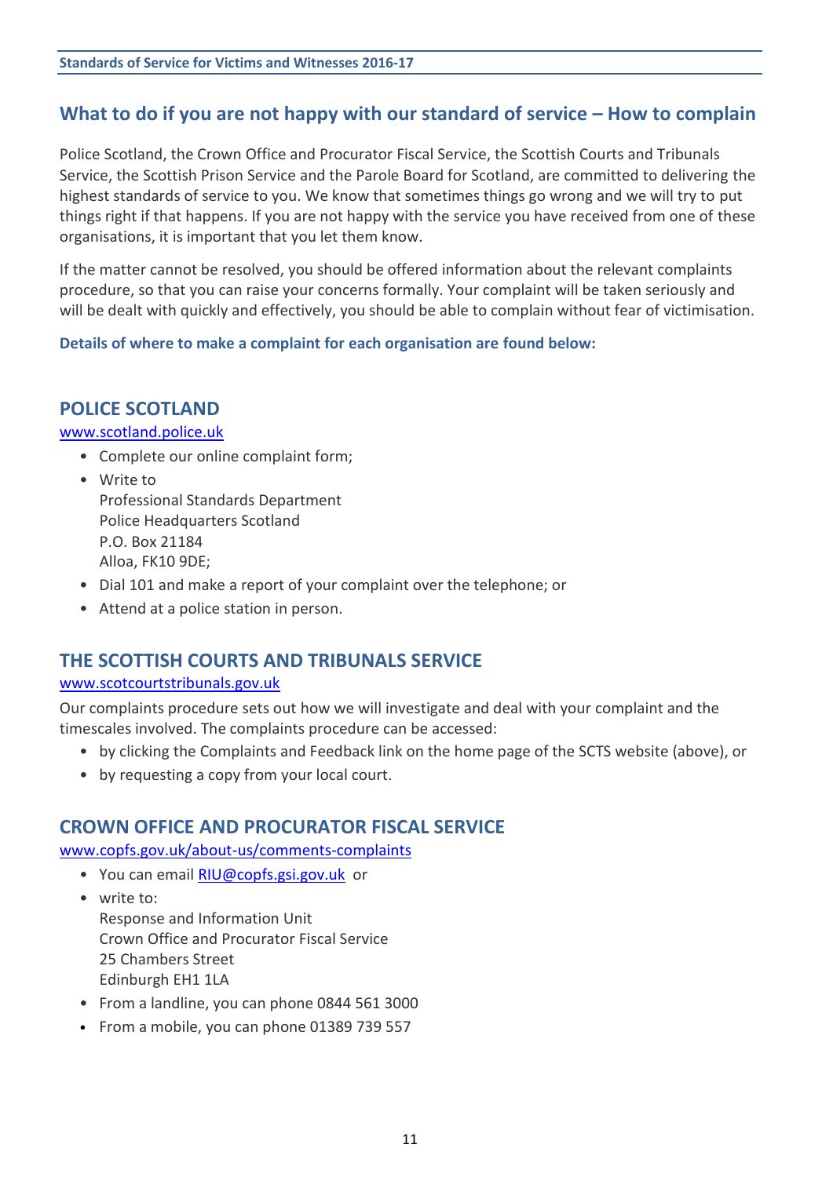## What to do if you are not happy with our standard of service – How to complain

Police Scotland, the Crown Office and Procurator Fiscal Service, the Scottish Courts and Tribunals Service, the Scottish Prison Service and the Parole Board for Scotland, are committed to delivering the highest standards of service to you. We know that sometimes things go wrong and we will try to put things right if that happens. If you are not happy with the service you have received from one of these organisations, it is important that you let them know.

If the matter cannot be resolved, you should be offered information about the relevant complaints procedure, so that you can raise your concerns formally. Your complaint will be taken seriously and will be dealt with quickly and effectively, you should be able to complain without fear of victimisation.

**Details of where to make a complaint for each organisation are found below:**

### POLICE SCOTLAND

www.scotland.police.uk

- Complete our online complaint form;
- Write to
  Professional Standards Department
  Police Headquarters Scotland
  P.O. Box 21184
  Alloa, FK10 9DE;
- Dial 101 and make a report of your complaint over the telephone; or
- Attend at a police station in person.

### THE SCOTTISH COURTS AND TRIBUNALS SERVICE

www.scotcourtstribunals.gov.uk

Our complaints procedure sets out how we will investigate and deal with your complaint and the timescales involved. The complaints procedure can be accessed:

- by clicking the Complaints and Feedback link on the home page of the SCTS website (above), or
- by requesting a copy from your local court.

### CROWN OFFICE AND PROCURATOR FISCAL SERVICE

www.copfs.gov.uk/about-us/comments-complaints

- You can email RIU@copfs.gsi.gov.uk or
- write to:
  Response and Information Unit
  Crown Office and Procurator Fiscal Service
  25 Chambers Street
  Edinburgh EH1 1LA
- From a landline, you can phone 0844 561 3000
- From a mobile, you can phone 01389 739 557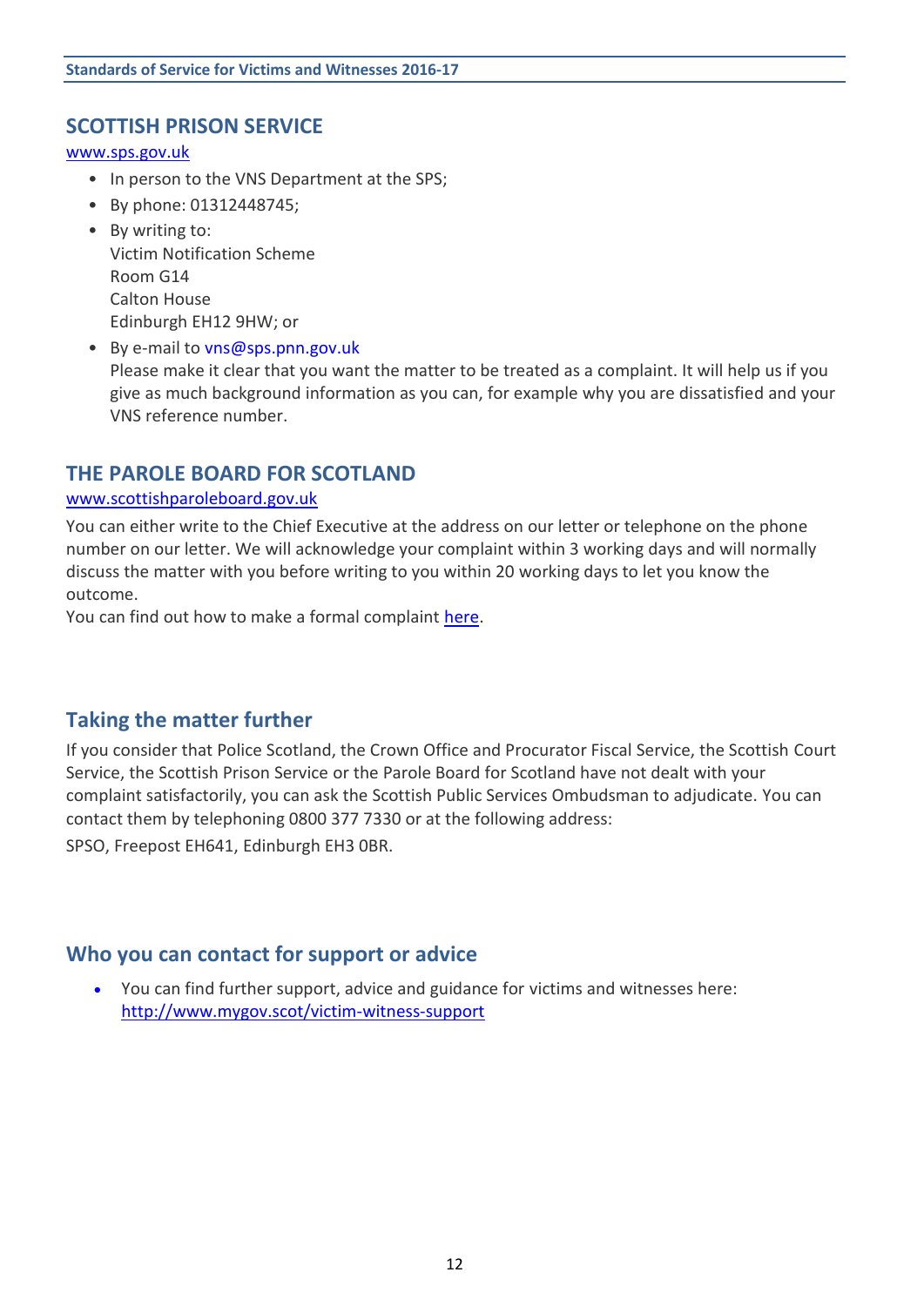## SCOTTISH PRISON SERVICE

[www.sps.gov.uk](http://www.sps.gov.uk)

- In person to the VNS Department at the SPS;
- By phone: 01312448745;
- By writing to:
  Victim Notification Scheme
  Room G14
  Calton House
  Edinburgh EH12 9HW; or
- By e-mail to vns@sps.pnn.gov.uk
  Please make it clear that you want the matter to be treated as a complaint. It will help us if you give as much background information as you can, for example why you are dissatisfied and your VNS reference number.

## THE PAROLE BOARD FOR SCOTLAND

[www.scottishparoleboard.gov.uk](http://www.scottishparoleboard.gov.uk)

You can either write to the Chief Executive at the address on our letter or telephone on the phone number on our letter. We will acknowledge your complaint within 3 working days and will normally discuss the matter with you before writing to you within 20 working days to let you know the outcome.

You can find out how to make a formal complaint here.

## Taking the matter further

If you consider that Police Scotland, the Crown Office and Procurator Fiscal Service, the Scottish Court Service, the Scottish Prison Service or the Parole Board for Scotland have not dealt with your complaint satisfactorily, you can ask the Scottish Public Services Ombudsman to adjudicate. You can contact them by telephoning 0800 377 7330 or at the following address:

SPSO, Freepost EH641, Edinburgh EH3 0BR.

## Who you can contact for support or advice

- You can find further support, advice and guidance for victims and witnesses here: [http://www.mygov.scot/victim-witness-support](http://www.mygov.scot/victim-witness-support)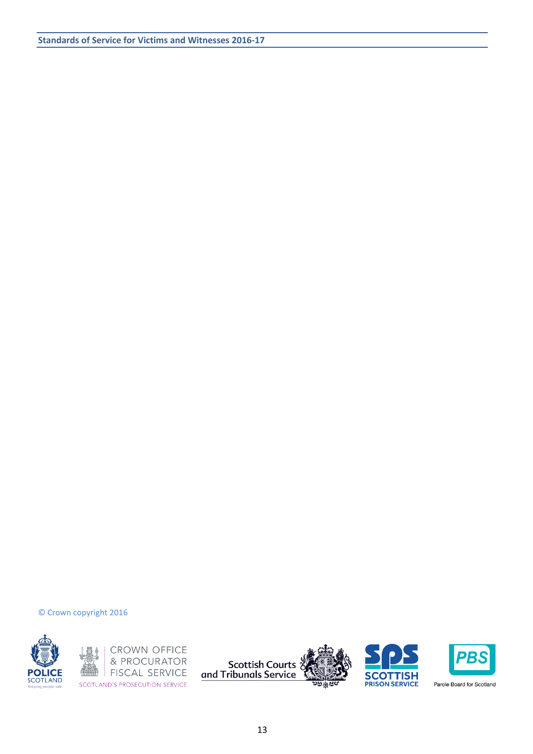© Crown copyright 2016

POLICE SCOTLAND Keeping people safe

CROWN OFFICE & PROCURATOR FISCAL SERVICE
SCOTLAND'S PROSECUTION SERVICE

Scottish Courts and Tribunals Service

SPS SCOTTISH PRISON SERVICE

PBS Parole Board for Scotland